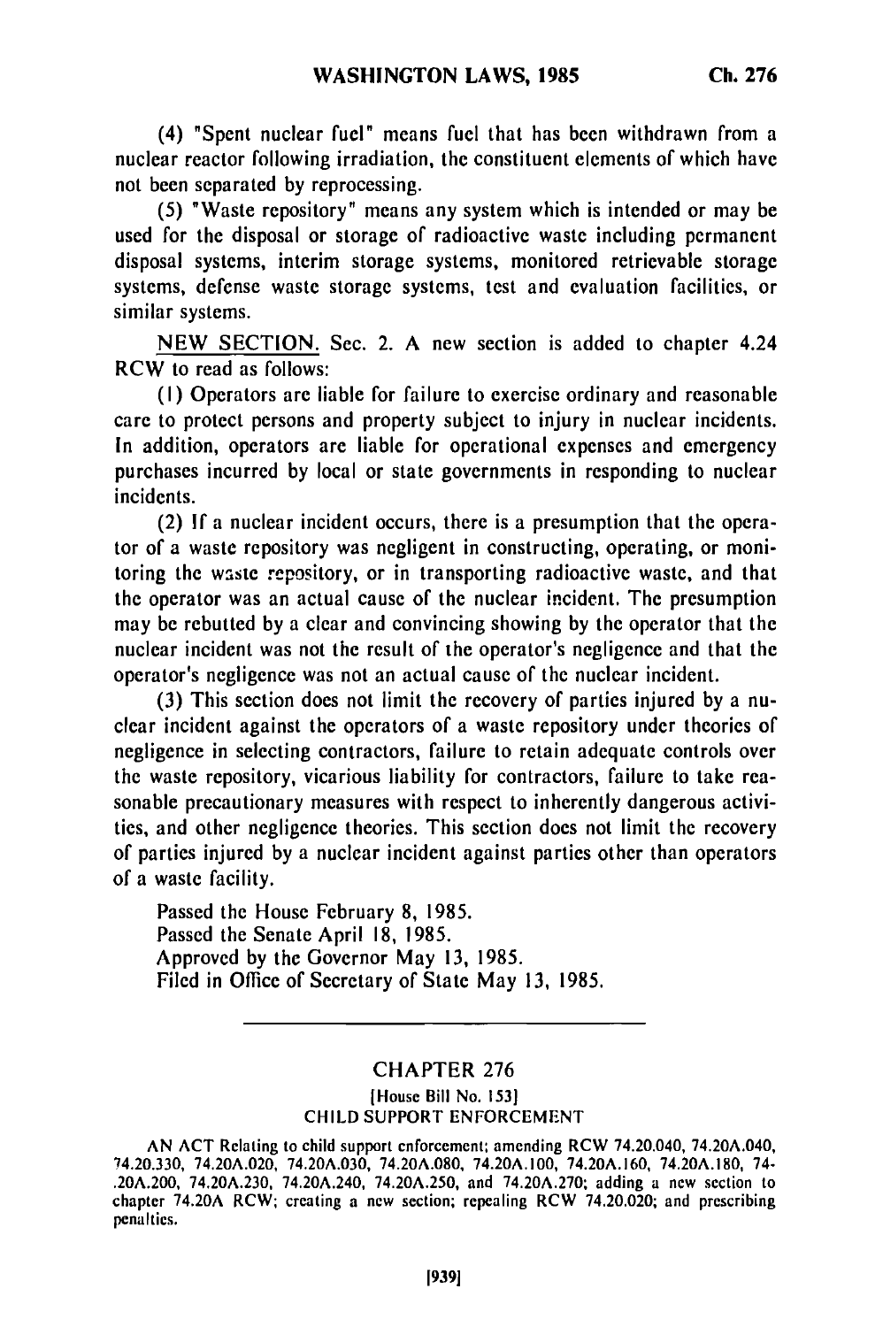(4) "Spent nuclear fuel" means fuel that has been withdrawn from a nuclear reactor following irradiation, the constituent elements of which have not been separated by reprocessing.

(5) "Waste repository" means any system which is intended or may be used for the disposal or storage of radioactive waste including permanent disposal systems, interim storage systems, monitored retrievable storage systems, defense waste storage systems, test and evaluation facilities, or similar systems.

NEW SECTION. Sec. 2. A new section is added to chapter 4.24 RCW to read as follows:

(1) Operators are liable for failure to exercise ordinary and reasonable care to protect persons and property subject to injury in nuclear incidents. In addition, operators are liable for operational expenses and emergency purchases incurred by local or state governments in responding to nuclear incidents.

(2) If a nuclear incident occurs, there is a presumption that the operator of a waste repository was negligent in constructing, operating, or monitoring the waste repository, or in transporting radioactive waste, and that the operator was an actual cause of the nuclear incident. The presumption may be rebutted by a clear and convincing showing by the operator that the nuclear incident was not the result of the operator's negligence and that the operator's negligence was not an actual cause of the nuclear incident.

(3) This section does not limit the recovery of parties injured by a nuclear incident against the operators of a waste repository under theories of negligence in selecting contractors, failure to retain adequate controls over the waste repository, vicarious liability for contractors, failure to take reasonable precautionary measures with respect to inherently dangerous activities, and other negligence theories. This section does not limit the recovery of parties injured by a nuclear incident against parties other than operators of a waste facility.

Passed the House February 8, 1985.
Passed the Senate April 18, 1985.
Approved by the Governor May 13, 1985.
Filed in Office of Secretary of State May 13, 1985.

---

## CHAPTER 276

[House Bill No. 153]

CHILD SUPPORT ENFORCEMENT

AN ACT Relating to child support enforcement; amending RCW 74.20.040, 74.20A.040, 74.20.330, 74.20A.020, 74.20A.030, 74.20A.080, 74.20A.100, 74.20A.160, 74.20A.180, 74.20A.200, 74.20A.230, 74.20A.240, 74.20A.250, and 74.20A.270; adding a new section to chapter 74.20A RCW; creating a new section; repealing RCW 74.20.020; and prescribing penalties.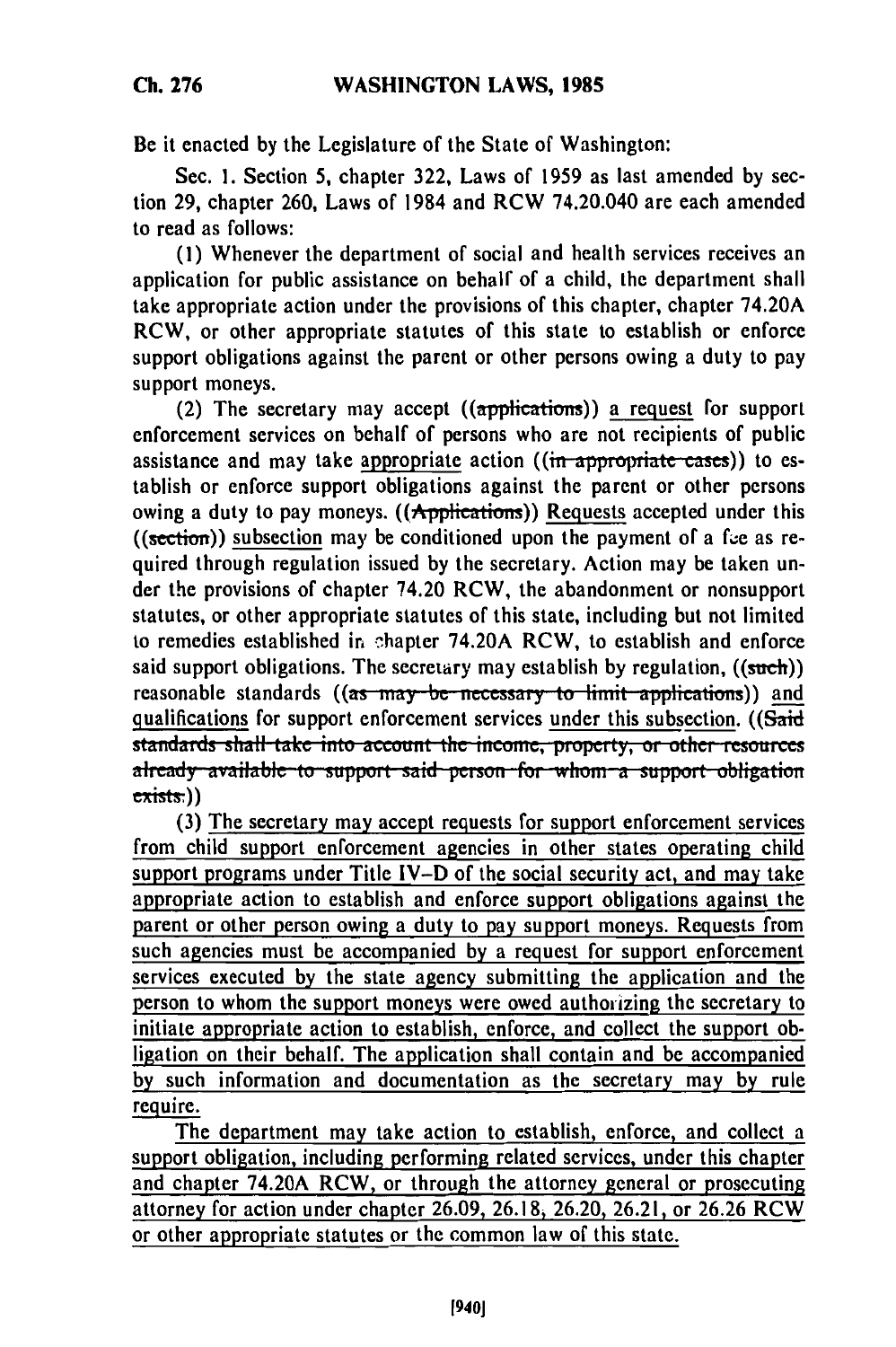Be it enacted by the Legislature of the State of Washington:

Sec. 1. Section 5, chapter 322, Laws of 1959 as last amended by section 29, chapter 260, Laws of 1984 and RCW 74.20.040 are each amended to read as follows:

(1) Whenever the department of social and health services receives an application for public assistance on behalf of a child, the department shall take appropriate action under the provisions of this chapter, chapter 74.20A RCW, or other appropriate statutes of this state to establish or enforce support obligations against the parent or other persons owing a duty to pay support moneys.

(2) The secretary may accept ((~~applications~~)) a request for support enforcement services on behalf of persons who are not recipients of public assistance and may take appropriate action ((~~in appropriate cases~~)) to establish or enforce support obligations against the parent or other persons owing a duty to pay moneys. ((~~Applications~~)) Requests accepted under this ((~~section~~)) subsection may be conditioned upon the payment of a fee as required through regulation issued by the secretary. Action may be taken under the provisions of chapter 74.20 RCW, the abandonment or nonsupport statutes, or other appropriate statutes of this state, including but not limited to remedies established in chapter 74.20A RCW, to establish and enforce said support obligations. The secretary may establish by regulation, ((~~such~~)) reasonable standards ((~~as may be necessary to limit applications~~)) and qualifications for support enforcement services under this subsection. ((~~Said standards shall take into account the income, property, or other resources already available to support said person for whom a support obligation exists.~~))

(3) The secretary may accept requests for support enforcement services from child support enforcement agencies in other states operating child support programs under Title IV-D of the social security act, and may take appropriate action to establish and enforce support obligations against the parent or other person owing a duty to pay support moneys. Requests from such agencies must be accompanied by a request for support enforcement services executed by the state agency submitting the application and the person to whom the support moneys were owed authorizing the secretary to initiate appropriate action to establish, enforce, and collect the support obligation on their behalf. The application shall contain and be accompanied by such information and documentation as the secretary may by rule require.

The department may take action to establish, enforce, and collect a support obligation, including performing related services, under this chapter and chapter 74.20A RCW, or through the attorney general or prosecuting attorney for action under chapter 26.09, 26.18, 26.20, 26.21, or 26.26 RCW or other appropriate statutes or the common law of this state.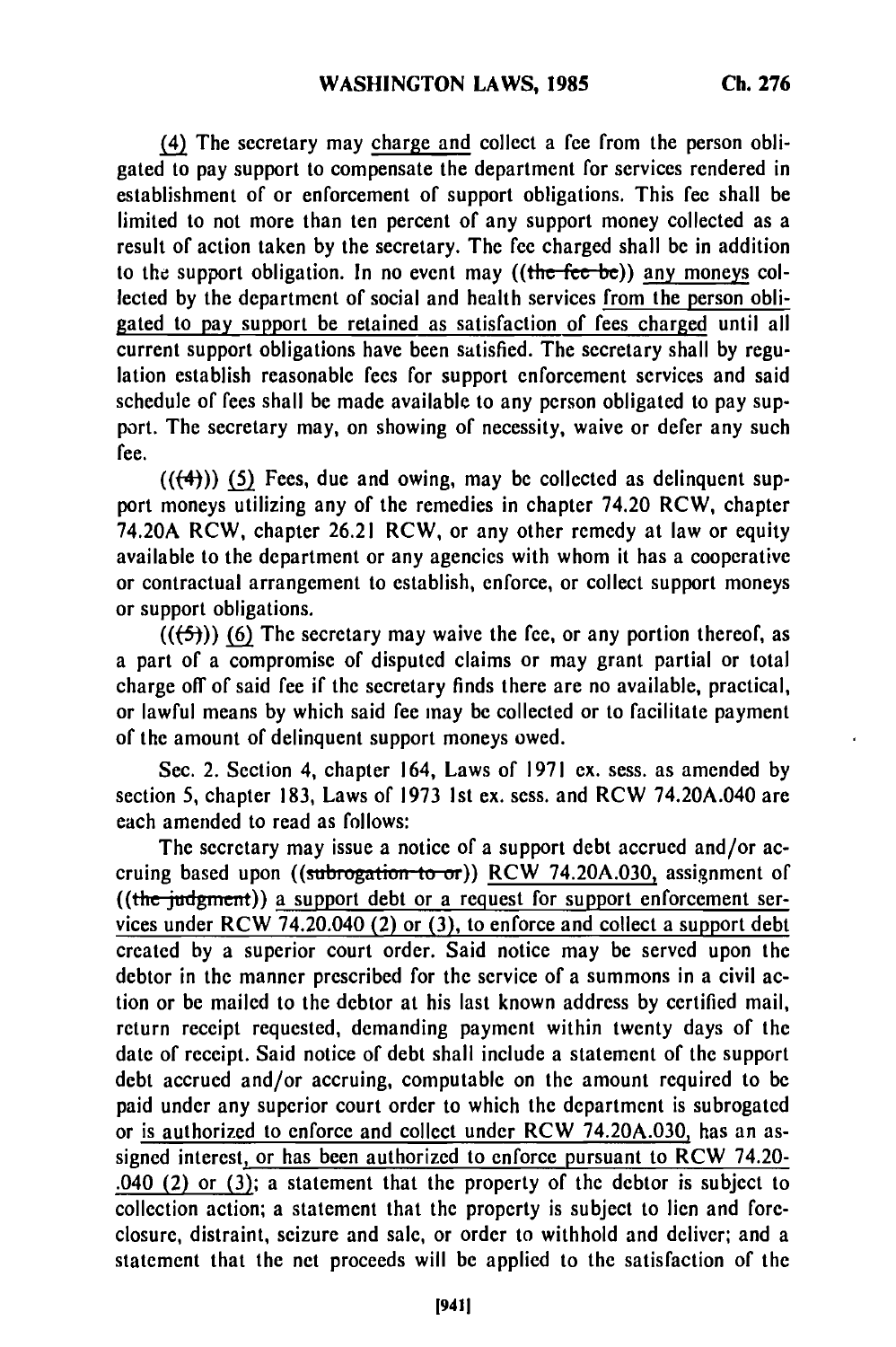(4) The secretary may charge and collect a fee from the person obligated to pay support to compensate the department for services rendered in establishment of or enforcement of support obligations. This fee shall be limited to not more than ten percent of any support money collected as a result of action taken by the secretary. The fee charged shall be in addition to the support obligation. In no event may ((the fee be)) any moneys collected by the department of social and health services from the person obligated to pay support be retained as satisfaction of fees charged until all current support obligations have been satisfied. The secretary shall by regulation establish reasonable fees for support enforcement services and said schedule of fees shall be made available to any person obligated to pay support. The secretary may, on showing of necessity, waive or defer any such fee.

(((4))) (5) Fees, due and owing, may be collected as delinquent support moneys utilizing any of the remedies in chapter 74.20 RCW, chapter 74.20A RCW, chapter 26.21 RCW, or any other remedy at law or equity available to the department or any agencies with whom it has a cooperative or contractual arrangement to establish, enforce, or collect support moneys or support obligations.

(((5))) (6) The secretary may waive the fee, or any portion thereof, as a part of a compromise of disputed claims or may grant partial or total charge off of said fee if the secretary finds there are no available, practical, or lawful means by which said fee may be collected or to facilitate payment of the amount of delinquent support moneys owed.

Sec. 2. Section 4, chapter 164, Laws of 1971 ex. sess. as amended by section 5, chapter 183, Laws of 1973 1st ex. sess. and RCW 74.20A.040 are each amended to read as follows:

The secretary may issue a notice of a support debt accrued and/or accruing based upon ((subrogation to or)) RCW 74.20A.030, assignment of ((the judgment)) a support debt or a request for support enforcement services under RCW 74.20.040 (2) or (3), to enforce and collect a support debt created by a superior court order. Said notice may be served upon the debtor in the manner prescribed for the service of a summons in a civil action or be mailed to the debtor at his last known address by certified mail, return receipt requested, demanding payment within twenty days of the date of receipt. Said notice of debt shall include a statement of the support debt accrued and/or accruing, computable on the amount required to be paid under any superior court order to which the department is subrogated or is authorized to enforce and collect under RCW 74.20A.030, has an assigned interest, or has been authorized to enforce pursuant to RCW 74.20-.040 (2) or (3); a statement that the property of the debtor is subject to collection action; a statement that the property is subject to lien and foreclosure, distraint, seizure and sale, or order to withhold and deliver; and a statement that the net proceeds will be applied to the satisfaction of the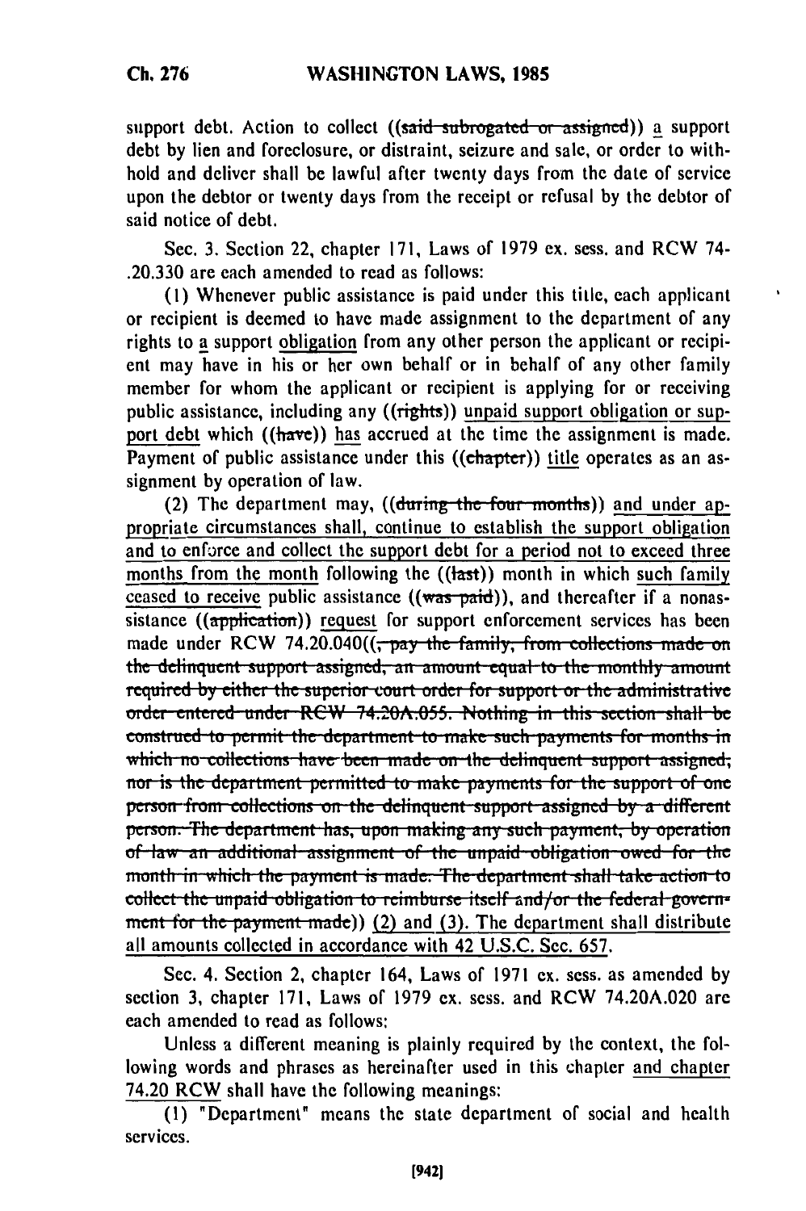support debt. Action to collect ((said subrogated or assigned)) a support debt by lien and foreclosure, or distraint, seizure and sale, or order to withhold and deliver shall be lawful after twenty days from the date of service upon the debtor or twenty days from the receipt or refusal by the debtor of said notice of debt.

Sec. 3. Section 22, chapter 171, Laws of 1979 ex. sess. and RCW 74-.20.330 are each amended to read as follows:

(1) Whenever public assistance is paid under this title, each applicant or recipient is deemed to have made assignment to the department of any rights to a support obligation from any other person the applicant or recipient may have in his or her own behalf or in behalf of any other family member for whom the applicant or recipient is applying for or receiving public assistance, including any ((rights)) unpaid support obligation or support debt which ((have)) has accrued at the time the assignment is made. Payment of public assistance under this ((chapter)) title operates as an assignment by operation of law.

(2) The department may, ((during the four months)) and under appropriate circumstances shall, continue to establish the support obligation and to enforce and collect the support debt for a period not to exceed three months from the month following the ((last)) month in which such family ceased to receive public assistance ((was paid)), and thereafter if a nonassistance ((application)) request for support enforcement services has been made under RCW 74.20.040((, pay the family, from collections made on the delinquent support assigned, an amount equal to the monthly amount required by either the superior court order for support or the administrative order entered under RCW 74.20A.055. Nothing in this section shall be construed to permit the department to make such payments for months in which no collections have been made on the delinquent support assigned; nor is the department permitted to make payments for the support of one person from collections on the delinquent support assigned by a different person. The department has, upon making any such payment, by operation of law an additional assignment of the unpaid obligation owed for the month in which the payment is made. The department shall take action to collect the unpaid obligation to reimburse itself and/or the federal government for the payment made)) (2) and (3). The department shall distribute all amounts collected in accordance with 42 U.S.C. Sec. 657.

Sec. 4. Section 2, chapter 164, Laws of 1971 ex. sess. as amended by section 3, chapter 171, Laws of 1979 ex. sess. and RCW 74.20A.020 are each amended to read as follows:

Unless a different meaning is plainly required by the context, the following words and phrases as hereinafter used in this chapter and chapter 74.20 RCW shall have the following meanings:

(1) "Department" means the state department of social and health services.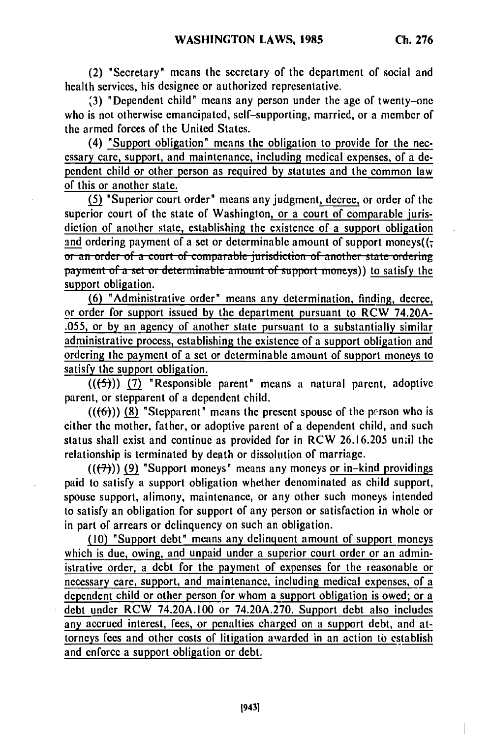(2) "Secretary" means the secretary of the department of social and health services, his designee or authorized representative.

(3) "Dependent child" means any person under the age of twenty-one who is not otherwise emancipated, self-supporting, married, or a member of the armed forces of the United States.

(4) "Support obligation" means the obligation to provide for the necessary care, support, and maintenance, including medical expenses, of a dependent child or other person as required by statutes and the common law of this or another state.

(5) "Superior court order" means any judgment, decree, or order of the superior court of the state of Washington, or a court of comparable jurisdiction of another state, establishing the existence of a support obligation and ordering payment of a set or determinable amount of support moneys((; or an order of a court of comparable jurisdiction of another state ordering payment of a set or determinable amount of support moneys)) to satisfy the support obligation.

(6) "Administrative order" means any determination, finding, decree, or order for support issued by the department pursuant to RCW 74.20A-.055, or by an agency of another state pursuant to a substantially similar administrative process, establishing the existence of a support obligation and ordering the payment of a set or determinable amount of support moneys to satisfy the support obligation.

(((5))) (7) "Responsible parent" means a natural parent, adoptive parent, or stepparent of a dependent child.

(((6))) (8) "Stepparent" means the present spouse of the person who is either the mother, father, or adoptive parent of a dependent child, and such status shall exist and continue as provided for in RCW 26.16.205 until the relationship is terminated by death or dissolution of marriage.

(((7))) (9) "Support moneys" means any moneys or in-kind providings paid to satisfy a support obligation whether denominated as child support, spouse support, alimony, maintenance, or any other such moneys intended to satisfy an obligation for support of any person or satisfaction in whole or in part of arrears or delinquency on such an obligation.

(10) "Support debt" means any delinquent amount of support moneys which is due, owing, and unpaid under a superior court order or an administrative order, a debt for the payment of expenses for the reasonable or necessary care, support, and maintenance, including medical expenses, of a dependent child or other person for whom a support obligation is owed; or a debt under RCW 74.20A.100 or 74.20A.270. Support debt also includes any accrued interest, fees, or penalties charged on a support debt, and attorneys fees and other costs of litigation awarded in an action to establish and enforce a support obligation or debt.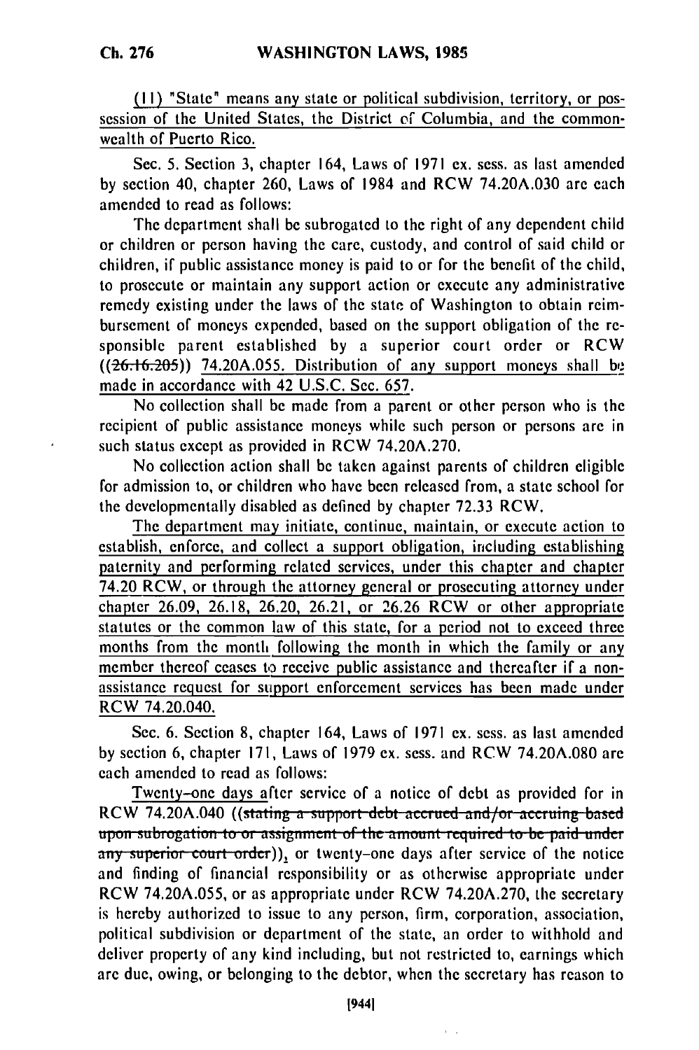(11) "State" means any state or political subdivision, territory, or possession of the United States, the District of Columbia, and the commonwealth of Puerto Rico.

Sec. 5. Section 3, chapter 164, Laws of 1971 ex. sess. as last amended by section 40, chapter 260, Laws of 1984 and RCW 74.20A.030 are each amended to read as follows:

The department shall be subrogated to the right of any dependent child or children or person having the care, custody, and control of said child or children, if public assistance money is paid to or for the benefit of the child, to prosecute or maintain any support action or execute any administrative remedy existing under the laws of the state of Washington to obtain reimbursement of moneys expended, based on the support obligation of the responsible parent established by a superior court order or RCW ((~~26.16.205~~)) 74.20A.055. Distribution of any support moneys shall be made in accordance with 42 U.S.C. Sec. 657.

No collection shall be made from a parent or other person who is the recipient of public assistance moneys while such person or persons are in such status except as provided in RCW 74.20A.270.

No collection action shall be taken against parents of children eligible for admission to, or children who have been released from, a state school for the developmentally disabled as defined by chapter 72.33 RCW.

The department may initiate, continue, maintain, or execute action to establish, enforce, and collect a support obligation, including establishing paternity and performing related services, under this chapter and chapter 74.20 RCW, or through the attorney general or prosecuting attorney under chapter 26.09, 26.18, 26.20, 26.21, or 26.26 RCW or other appropriate statutes or the common law of this state, for a period not to exceed three months from the month following the month in which the family or any member thereof ceases to receive public assistance and thereafter if a non-assistance request for support enforcement services has been made under RCW 74.20.040.

Sec. 6. Section 8, chapter 164, Laws of 1971 ex. sess. as last amended by section 6, chapter 171, Laws of 1979 ex. sess. and RCW 74.20A.080 are each amended to read as follows:

Twenty-one days after service of a notice of debt as provided for in RCW 74.20A.040 ((~~stating a support debt accrued and/or accruing based upon subrogation to or assignment of the amount required to be paid under any superior court order~~)), or twenty-one days after service of the notice and finding of financial responsibility or as otherwise appropriate under RCW 74.20A.055, or as appropriate under RCW 74.20A.270, the secretary is hereby authorized to issue to any person, firm, corporation, association, political subdivision or department of the state, an order to withhold and deliver property of any kind including, but not restricted to, earnings which are due, owing, or belonging to the debtor, when the secretary has reason to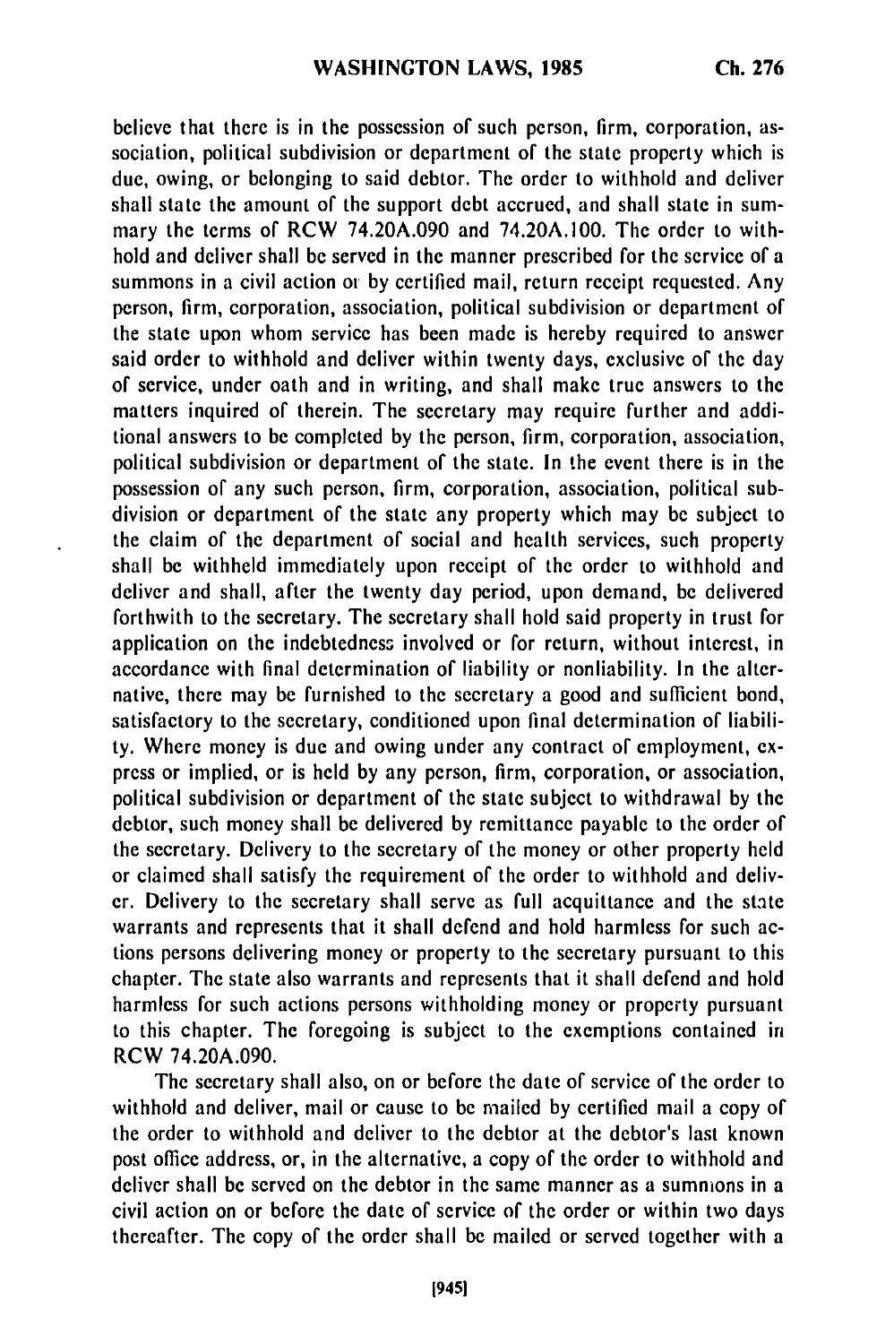believe that there is in the possession of such person, firm, corporation, association, political subdivision or department of the state property which is due, owing, or belonging to said debtor. The order to withhold and deliver shall state the amount of the support debt accrued, and shall state in summary the terms of RCW 74.20A.090 and 74.20A.100. The order to withhold and deliver shall be served in the manner prescribed for the service of a summons in a civil action or by certified mail, return receipt requested. Any person, firm, corporation, association, political subdivision or department of the state upon whom service has been made is hereby required to answer said order to withhold and deliver within twenty days, exclusive of the day of service, under oath and in writing, and shall make true answers to the matters inquired of therein. The secretary may require further and additional answers to be completed by the person, firm, corporation, association, political subdivision or department of the state. In the event there is in the possession of any such person, firm, corporation, association, political subdivision or department of the state any property which may be subject to the claim of the department of social and health services, such property shall be withheld immediately upon receipt of the order to withhold and deliver and shall, after the twenty day period, upon demand, be delivered forthwith to the secretary. The secretary shall hold said property in trust for application on the indebtedness involved or for return, without interest, in accordance with final determination of liability or nonliability. In the alternative, there may be furnished to the secretary a good and sufficient bond, satisfactory to the secretary, conditioned upon final determination of liability. Where money is due and owing under any contract of employment, express or implied, or is held by any person, firm, corporation, or association, political subdivision or department of the state subject to withdrawal by the debtor, such money shall be delivered by remittance payable to the order of the secretary. Delivery to the secretary of the money or other property held or claimed shall satisfy the requirement of the order to withhold and deliver. Delivery to the secretary shall serve as full acquittance and the state warrants and represents that it shall defend and hold harmless for such actions persons delivering money or property to the secretary pursuant to this chapter. The state also warrants and represents that it shall defend and hold harmless for such actions persons withholding money or property pursuant to this chapter. The foregoing is subject to the exemptions contained in RCW 74.20A.090.

The secretary shall also, on or before the date of service of the order to withhold and deliver, mail or cause to be mailed by certified mail a copy of the order to withhold and deliver to the debtor at the debtor's last known post office address, or, in the alternative, a copy of the order to withhold and deliver shall be served on the debtor in the same manner as a summons in a civil action on or before the date of service of the order or within two days thereafter. The copy of the order shall be mailed or served together with a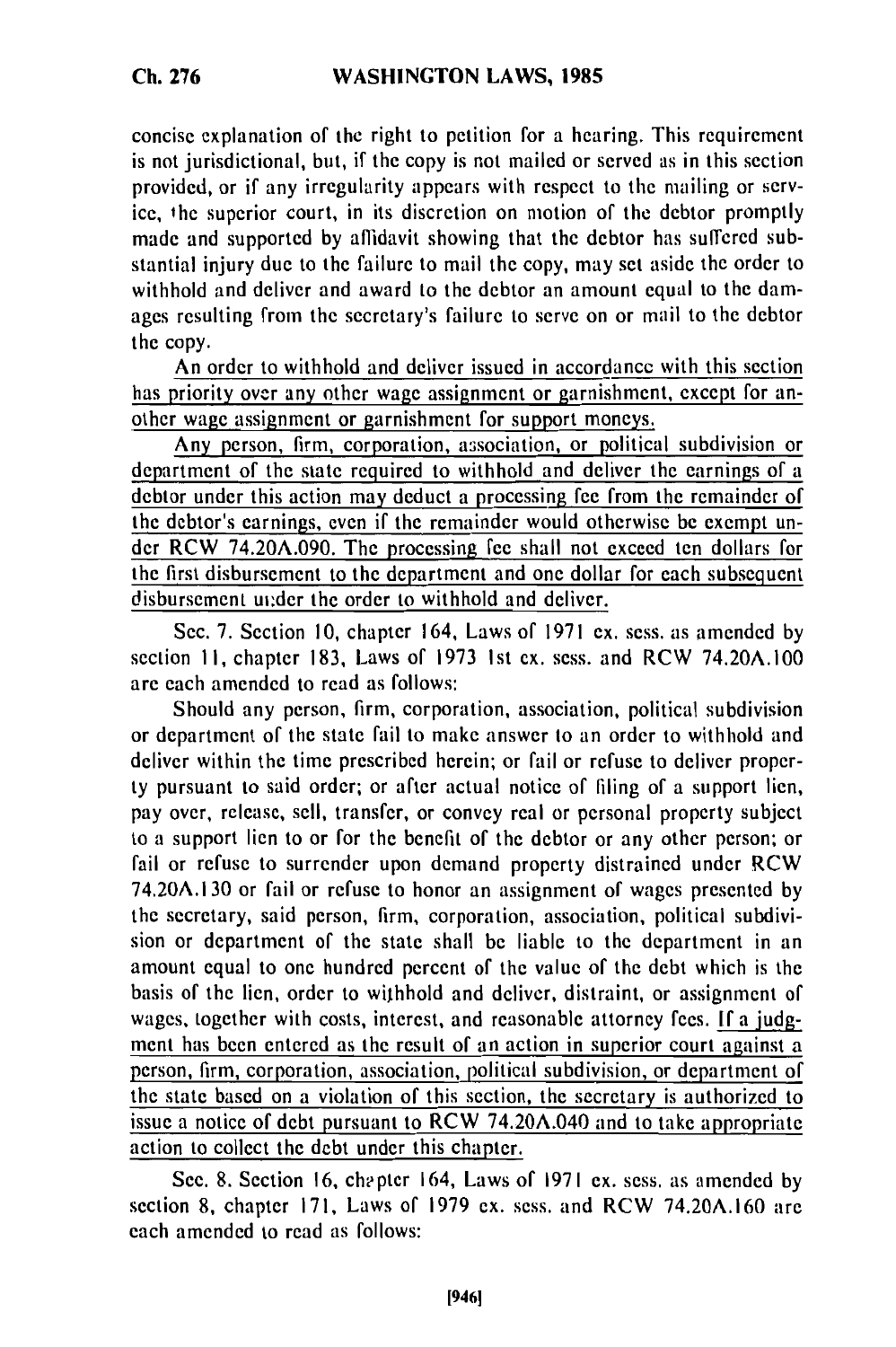concise explanation of the right to petition for a hearing. This requirement is not jurisdictional, but, if the copy is not mailed or served as in this section provided, or if any irregularity appears with respect to the mailing or service, the superior court, in its discretion on motion of the debtor promptly made and supported by affidavit showing that the debtor has suffered substantial injury due to the failure to mail the copy, may set aside the order to withhold and deliver and award to the debtor an amount equal to the damages resulting from the secretary's failure to serve on or mail to the debtor the copy.

An order to withhold and deliver issued in accordance with this section has priority over any other wage assignment or garnishment, except for another wage assignment or garnishment for support moneys.

Any person, firm, corporation, association, or political subdivision or department of the state required to withhold and deliver the earnings of a debtor under this action may deduct a processing fee from the remainder of the debtor's earnings, even if the remainder would otherwise be exempt under RCW 74.20A.090. The processing fee shall not exceed ten dollars for the first disbursement to the department and one dollar for each subsequent disbursement under the order to withhold and deliver.

Sec. 7. Section 10, chapter 164, Laws of 1971 ex. sess. as amended by section 11, chapter 183, Laws of 1973 1st ex. sess. and RCW 74.20A.100 are each amended to read as follows:

Should any person, firm, corporation, association, political subdivision or department of the state fail to make answer to an order to withhold and deliver within the time prescribed herein; or fail or refuse to deliver property pursuant to said order; or after actual notice of filing of a support lien, pay over, release, sell, transfer, or convey real or personal property subject to a support lien to or for the benefit of the debtor or any other person; or fail or refuse to surrender upon demand property distrained under RCW 74.20A.130 or fail or refuse to honor an assignment of wages presented by the secretary, said person, firm, corporation, association, political subdivision or department of the state shall be liable to the department in an amount equal to one hundred percent of the value of the debt which is the basis of the lien, order to withhold and deliver, distraint, or assignment of wages, together with costs, interest, and reasonable attorney fees. If a judgment has been entered as the result of an action in superior court against a person, firm, corporation, association, political subdivision, or department of the state based on a violation of this section, the secretary is authorized to issue a notice of debt pursuant to RCW 74.20A.040 and to take appropriate action to collect the debt under this chapter.

Sec. 8. Section 16, chapter 164, Laws of 1971 ex. sess. as amended by section 8, chapter 171, Laws of 1979 ex. sess. and RCW 74.20A.160 are each amended to read as follows: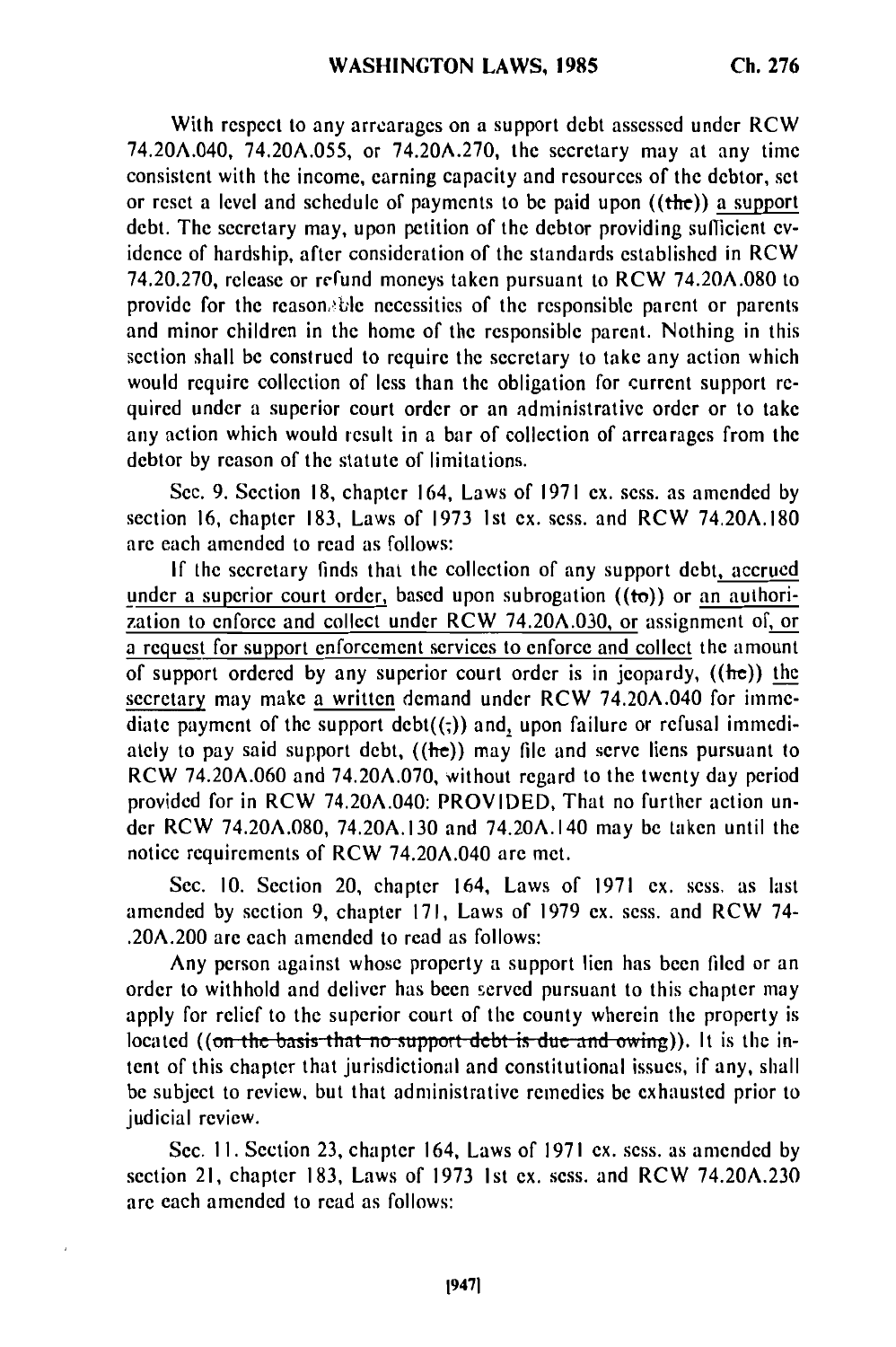With respect to any arrearages on a support debt assessed under RCW 74.20A.040, 74.20A.055, or 74.20A.270, the secretary may at any time consistent with the income, earning capacity and resources of the debtor, set or reset a level and schedule of payments to be paid upon ((the)) a support debt. The secretary may, upon petition of the debtor providing sufficient evidence of hardship, after consideration of the standards established in RCW 74.20.270, release or refund moneys taken pursuant to RCW 74.20A.080 to provide for the reasonable necessities of the responsible parent or parents and minor children in the home of the responsible parent. Nothing in this section shall be construed to require the secretary to take any action which would require collection of less than the obligation for current support required under a superior court order or an administrative order or to take any action which would result in a bar of collection of arrearages from the debtor by reason of the statute of limitations.

Sec. 9. Section 18, chapter 164, Laws of 1971 ex. sess. as amended by section 16, chapter 183, Laws of 1973 1st ex. sess. and RCW 74.20A.180 are each amended to read as follows:

If the secretary finds that the collection of any support debt, accrued under a superior court order, based upon subrogation ((to)) or an authorization to enforce and collect under RCW 74.20A.030, or assignment of, or a request for support enforcement services to enforce and collect the amount of support ordered by any superior court order is in jeopardy, ((he)) the secretary may make a written demand under RCW 74.20A.040 for immediate payment of the support debt((;)) and, upon failure or refusal immediately to pay said support debt, ((he)) may file and serve liens pursuant to RCW 74.20A.060 and 74.20A.070, without regard to the twenty day period provided for in RCW 74.20A.040: PROVIDED, That no further action under RCW 74.20A.080, 74.20A.130 and 74.20A.140 may be taken until the notice requirements of RCW 74.20A.040 are met.

Sec. 10. Section 20, chapter 164, Laws of 1971 ex. sess. as last amended by section 9, chapter 171, Laws of 1979 ex. sess. and RCW 74-.20A.200 are each amended to read as follows:

Any person against whose property a support lien has been filed or an order to withhold and deliver has been served pursuant to this chapter may apply for relief to the superior court of the county wherein the property is located ((~~on the basis that no support debt is due and owing~~)). It is the intent of this chapter that jurisdictional and constitutional issues, if any, shall be subject to review, but that administrative remedies be exhausted prior to judicial review.

Sec. 11. Section 23, chapter 164, Laws of 1971 ex. sess. as amended by section 21, chapter 183, Laws of 1973 1st ex. sess. and RCW 74.20A.230 are each amended to read as follows: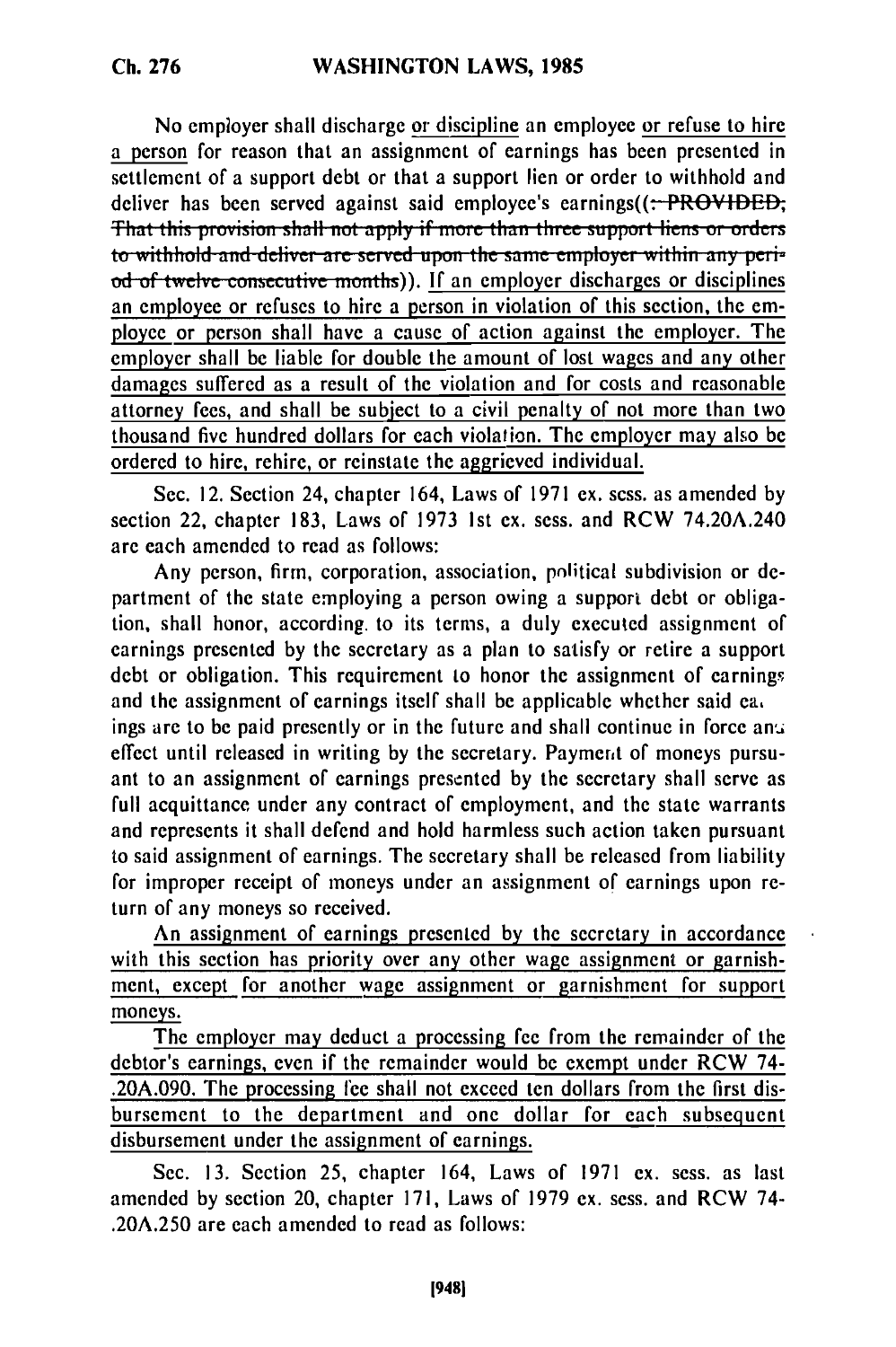No employer shall discharge or discipline an employee or refuse to hire a person for reason that an assignment of earnings has been presented in settlement of a support debt or that a support lien or order to withhold and deliver has been served against said employee's earnings((: ~~PROVIDED, That this provision shall not apply if more than three support liens or orders to withhold and deliver are served upon the same employer within any period of twelve consecutive months~~)). If an employer discharges or disciplines an employee or refuses to hire a person in violation of this section, the employee or person shall have a cause of action against the employer. The employer shall be liable for double the amount of lost wages and any other damages suffered as a result of the violation and for costs and reasonable attorney fees, and shall be subject to a civil penalty of not more than two thousand five hundred dollars for each violation. The employer may also be ordered to hire, rehire, or reinstate the aggrieved individual.

Sec. 12. Section 24, chapter 164, Laws of 1971 ex. sess. as amended by section 22, chapter 183, Laws of 1973 1st ex. sess. and RCW 74.20A.240 are each amended to read as follows:

Any person, firm, corporation, association, political subdivision or department of the state employing a person owing a support debt or obligation, shall honor, according to its terms, a duly executed assignment of earnings presented by the secretary as a plan to satisfy or retire a support debt or obligation. This requirement to honor the assignment of earnings and the assignment of earnings itself shall be applicable whether said earnings are to be paid presently or in the future and shall continue in force and effect until released in writing by the secretary. Payment of moneys pursuant to an assignment of earnings presented by the secretary shall serve as full acquittance under any contract of employment, and the state warrants and represents it shall defend and hold harmless such action taken pursuant to said assignment of earnings. The secretary shall be released from liability for improper receipt of moneys under an assignment of earnings upon return of any moneys so received.

An assignment of earnings presented by the secretary in accordance with this section has priority over any other wage assignment or garnishment, except for another wage assignment or garnishment for support moneys.

The employer may deduct a processing fee from the remainder of the debtor's earnings, even if the remainder would be exempt under RCW 74-.20A.090. The processing fee shall not exceed ten dollars from the first disbursement to the department and one dollar for each subsequent disbursement under the assignment of earnings.

Sec. 13. Section 25, chapter 164, Laws of 1971 ex. sess. as last amended by section 20, chapter 171, Laws of 1979 ex. sess. and RCW 74-.20A.250 are each amended to read as follows: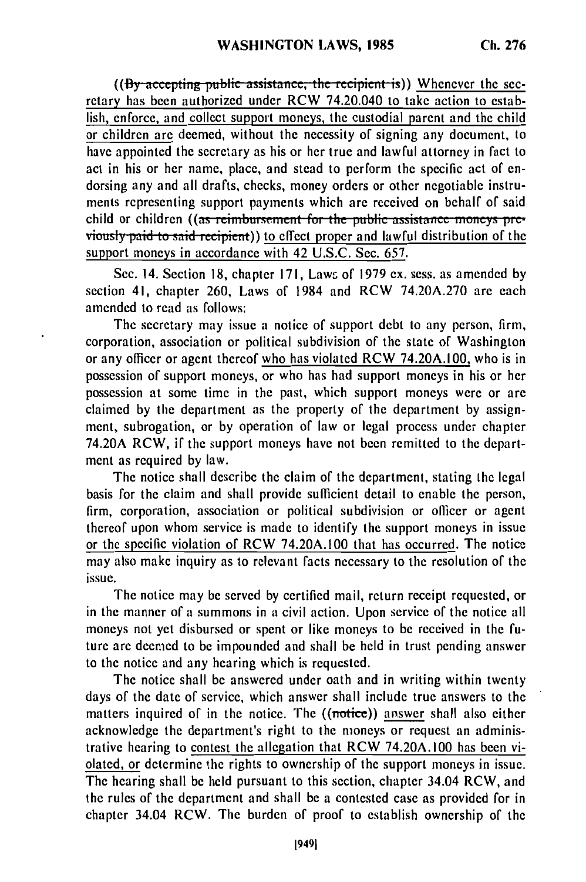((~~By accepting public assistance, the recipient is~~)) Whenever the secretary has been authorized under RCW 74.20.040 to take action to establish, enforce, and collect support moneys, the custodial parent and the child or children are deemed, without the necessity of signing any document, to have appointed the secretary as his or her true and lawful attorney in fact to act in his or her name, place, and stead to perform the specific act of endorsing any and all drafts, checks, money orders or other negotiable instruments representing support payments which are received on behalf of said child or children ((~~as reimbursement for the public assistance moneys previously paid to said recipient~~)) to effect proper and lawful distribution of the support moneys in accordance with 42 U.S.C. Sec. 657.

Sec. 14. Section 18, chapter 171, Laws of 1979 ex. sess. as amended by section 41, chapter 260, Laws of 1984 and RCW 74.20A.270 are each amended to read as follows:

The secretary may issue a notice of support debt to any person, firm, corporation, association or political subdivision of the state of Washington or any officer or agent thereof who has violated RCW 74.20A.100, who is in possession of support moneys, or who has had support moneys in his or her possession at some time in the past, which support moneys were or are claimed by the department as the property of the department by assignment, subrogation, or by operation of law or legal process under chapter 74.20A RCW, if the support moneys have not been remitted to the department as required by law.

The notice shall describe the claim of the department, stating the legal basis for the claim and shall provide sufficient detail to enable the person, firm, corporation, association or political subdivision or officer or agent thereof upon whom service is made to identify the support moneys in issue or the specific violation of RCW 74.20A.100 that has occurred. The notice may also make inquiry as to relevant facts necessary to the resolution of the issue.

The notice may be served by certified mail, return receipt requested, or in the manner of a summons in a civil action. Upon service of the notice all moneys not yet disbursed or spent or like moneys to be received in the future are deemed to be impounded and shall be held in trust pending answer to the notice and any hearing which is requested.

The notice shall be answered under oath and in writing within twenty days of the date of service, which answer shall include true answers to the matters inquired of in the notice. The ((~~notice~~)) answer shall also either acknowledge the department's right to the moneys or request an administrative hearing to contest the allegation that RCW 74.20A.100 has been violated, or determine the rights to ownership of the support moneys in issue. The hearing shall be held pursuant to this section, chapter 34.04 RCW, and the rules of the department and shall be a contested case as provided for in chapter 34.04 RCW. The burden of proof to establish ownership of the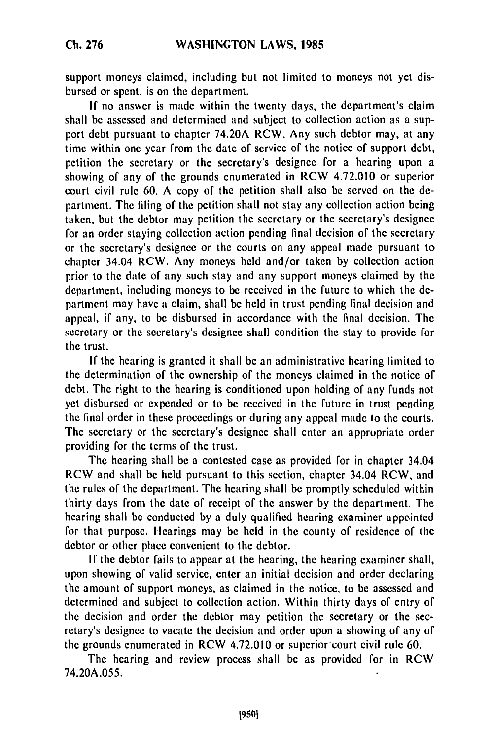support moneys claimed, including but not limited to moneys not yet disbursed or spent, is on the department.

If no answer is made within the twenty days, the department's claim shall be assessed and determined and subject to collection action as a support debt pursuant to chapter 74.20A RCW. Any such debtor may, at any time within one year from the date of service of the notice of support debt, petition the secretary or the secretary's designee for a hearing upon a showing of any of the grounds enumerated in RCW 4.72.010 or superior court civil rule 60. A copy of the petition shall also be served on the department. The filing of the petition shall not stay any collection action being taken, but the debtor may petition the secretary or the secretary's designee for an order staying collection action pending final decision of the secretary or the secretary's designee or the courts on any appeal made pursuant to chapter 34.04 RCW. Any moneys held and/or taken by collection action prior to the date of any such stay and any support moneys claimed by the department, including moneys to be received in the future to which the department may have a claim, shall be held in trust pending final decision and appeal, if any, to be disbursed in accordance with the final decision. The secretary or the secretary's designee shall condition the stay to provide for the trust.

If the hearing is granted it shall be an administrative hearing limited to the determination of the ownership of the moneys claimed in the notice of debt. The right to the hearing is conditioned upon holding of any funds not yet disbursed or expended or to be received in the future in trust pending the final order in these proceedings or during any appeal made to the courts. The secretary or the secretary's designee shall enter an appropriate order providing for the terms of the trust.

The hearing shall be a contested case as provided for in chapter 34.04 RCW and shall be held pursuant to this section, chapter 34.04 RCW, and the rules of the department. The hearing shall be promptly scheduled within thirty days from the date of receipt of the answer by the department. The hearing shall be conducted by a duly qualified hearing examiner appointed for that purpose. Hearings may be held in the county of residence of the debtor or other place convenient to the debtor.

If the debtor fails to appear at the hearing, the hearing examiner shall, upon showing of valid service, enter an initial decision and order declaring the amount of support moneys, as claimed in the notice, to be assessed and determined and subject to collection action. Within thirty days of entry of the decision and order the debtor may petition the secretary or the secretary's designee to vacate the decision and order upon a showing of any of the grounds enumerated in RCW 4.72.010 or superior court civil rule 60.

The hearing and review process shall be as provided for in RCW 74.20A.055.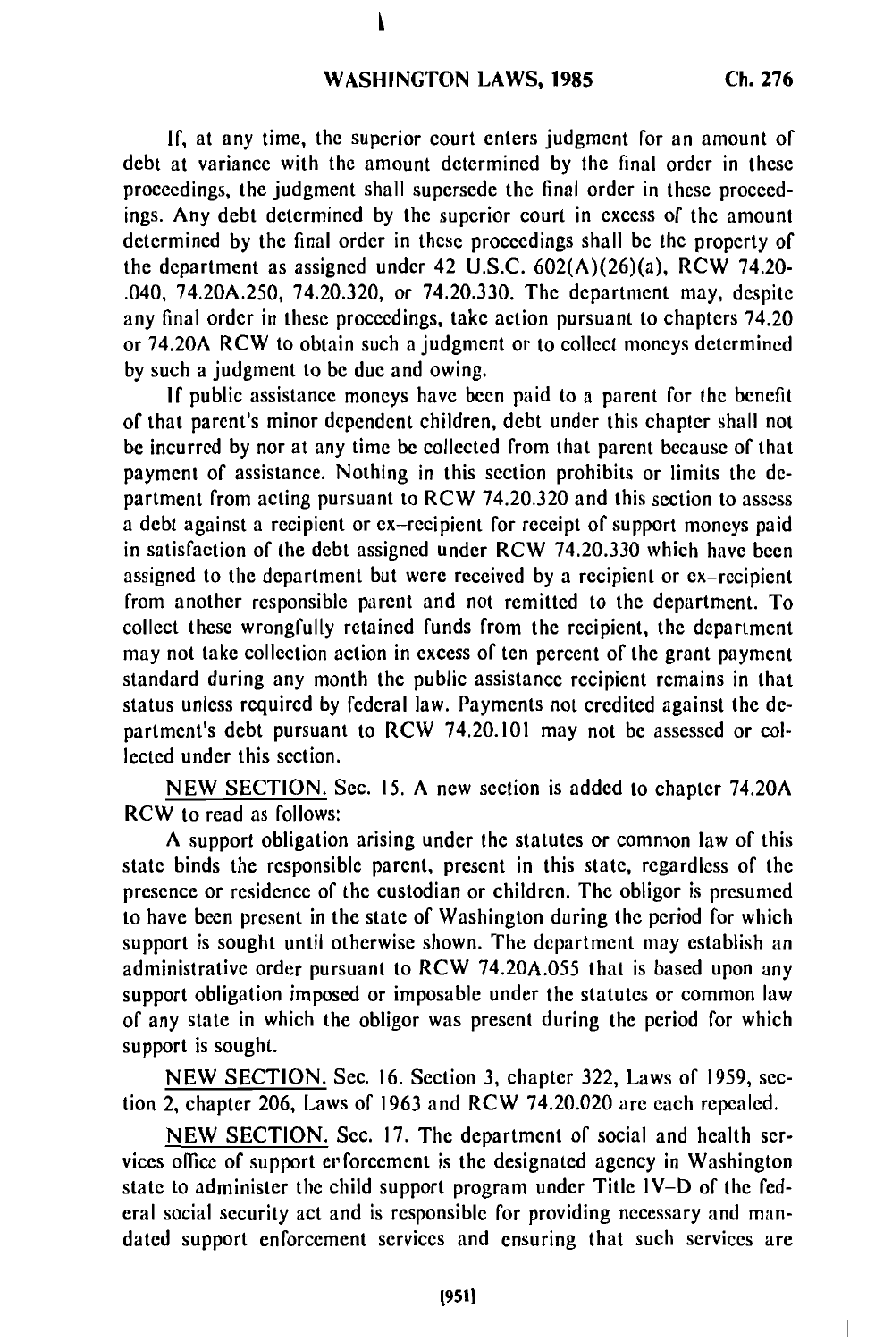If, at any time, the superior court enters judgment for an amount of debt at variance with the amount determined by the final order in these proceedings, the judgment shall supersede the final order in these proceedings. Any debt determined by the superior court in excess of the amount determined by the final order in these proceedings shall be the property of the department as assigned under 42 U.S.C. 602(A)(26)(a), RCW 74.20-.040, 74.20A.250, 74.20.320, or 74.20.330. The department may, despite any final order in these proceedings, take action pursuant to chapters 74.20 or 74.20A RCW to obtain such a judgment or to collect moneys determined by such a judgment to be due and owing.

If public assistance moneys have been paid to a parent for the benefit of that parent's minor dependent children, debt under this chapter shall not be incurred by nor at any time be collected from that parent because of that payment of assistance. Nothing in this section prohibits or limits the department from acting pursuant to RCW 74.20.320 and this section to assess a debt against a recipient or ex-recipient for receipt of support moneys paid in satisfaction of the debt assigned under RCW 74.20.330 which have been assigned to the department but were received by a recipient or ex-recipient from another responsible parent and not remitted to the department. To collect these wrongfully retained funds from the recipient, the department may not take collection action in excess of ten percent of the grant payment standard during any month the public assistance recipient remains in that status unless required by federal law. Payments not credited against the department's debt pursuant to RCW 74.20.101 may not be assessed or collected under this section.

NEW SECTION. Sec. 15. A new section is added to chapter 74.20A RCW to read as follows:

A support obligation arising under the statutes or common law of this state binds the responsible parent, present in this state, regardless of the presence or residence of the custodian or children. The obligor is presumed to have been present in the state of Washington during the period for which support is sought until otherwise shown. The department may establish an administrative order pursuant to RCW 74.20A.055 that is based upon any support obligation imposed or imposable under the statutes or common law of any state in which the obligor was present during the period for which support is sought.

NEW SECTION. Sec. 16. Section 3, chapter 322, Laws of 1959, section 2, chapter 206, Laws of 1963 and RCW 74.20.020 are each repealed.

NEW SECTION. Sec. 17. The department of social and health services office of support enforcement is the designated agency in Washington state to administer the child support program under Title IV-D of the federal social security act and is responsible for providing necessary and mandated support enforcement services and ensuring that such services are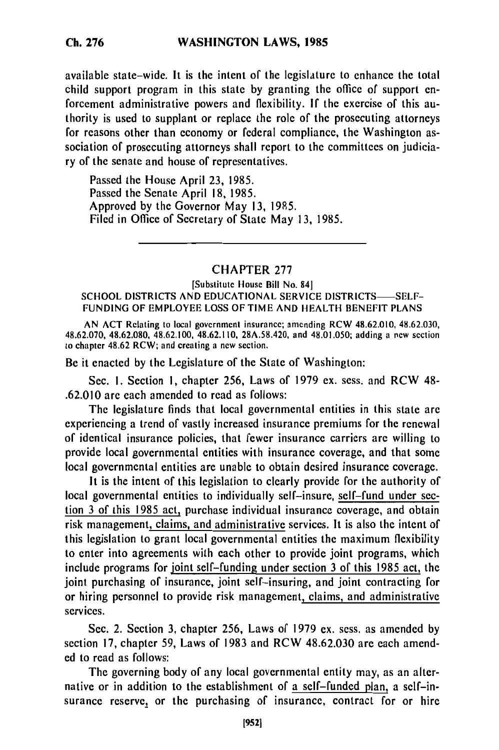available state-wide. It is the intent of the legislature to enhance the total child support program in this state by granting the office of support enforcement administrative powers and flexibility. If the exercise of this authority is used to supplant or replace the role of the prosecuting attorneys for reasons other than economy or federal compliance, the Washington association of prosecuting attorneys shall report to the committees on judiciary of the senate and house of representatives.

Passed the House April 23, 1985.
Passed the Senate April 18, 1985.
Approved by the Governor May 13, 1985.
Filed in Office of Secretary of State May 13, 1985.

---

## CHAPTER 277

[Substitute House Bill No. 84]

SCHOOL DISTRICTS AND EDUCATIONAL SERVICE DISTRICTS—SELF-FUNDING OF EMPLOYEE LOSS OF TIME AND HEALTH BENEFIT PLANS

AN ACT Relating to local government insurance; amending RCW 48.62.010, 48.62.030, 48.62.070, 48.62.080, 48.62.100, 48.62.110, 28A.58.420, and 48.01.050; adding a new section to chapter 48.62 RCW; and creating a new section.

Be it enacted by the Legislature of the State of Washington:

Sec. 1. Section 1, chapter 256, Laws of 1979 ex. sess. and RCW 48-.62.010 are each amended to read as follows:

The legislature finds that local governmental entities in this state are experiencing a trend of vastly increased insurance premiums for the renewal of identical insurance policies, that fewer insurance carriers are willing to provide local governmental entities with insurance coverage, and that some local governmental entities are unable to obtain desired insurance coverage.

It is the intent of this legislation to clearly provide for the authority of local governmental entities to individually self-insure, <u>self-fund under section 3 of this 1985 act,</u> purchase individual insurance coverage, and obtain risk management<u>, claims, and administrative</u> services. It is also the intent of this legislation to grant local governmental entities the maximum flexibility to enter into agreements with each other to provide joint programs, which include programs for <u>joint self-funding under section 3 of this 1985 act,</u> the joint purchasing of insurance, joint self-insuring, and joint contracting for or hiring personnel to provide risk management<u>, claims, and administrative</u> services.

Sec. 2. Section 3, chapter 256, Laws of 1979 ex. sess. as amended by section 17, chapter 59, Laws of 1983 and RCW 48.62.030 are each amended to read as follows:

The governing body of any local governmental entity may, as an alternative or in addition to the establishment of <u>a self-funded plan,</u> a self-insurance reserve<u>,</u> or the purchasing of insurance, contract for or hire